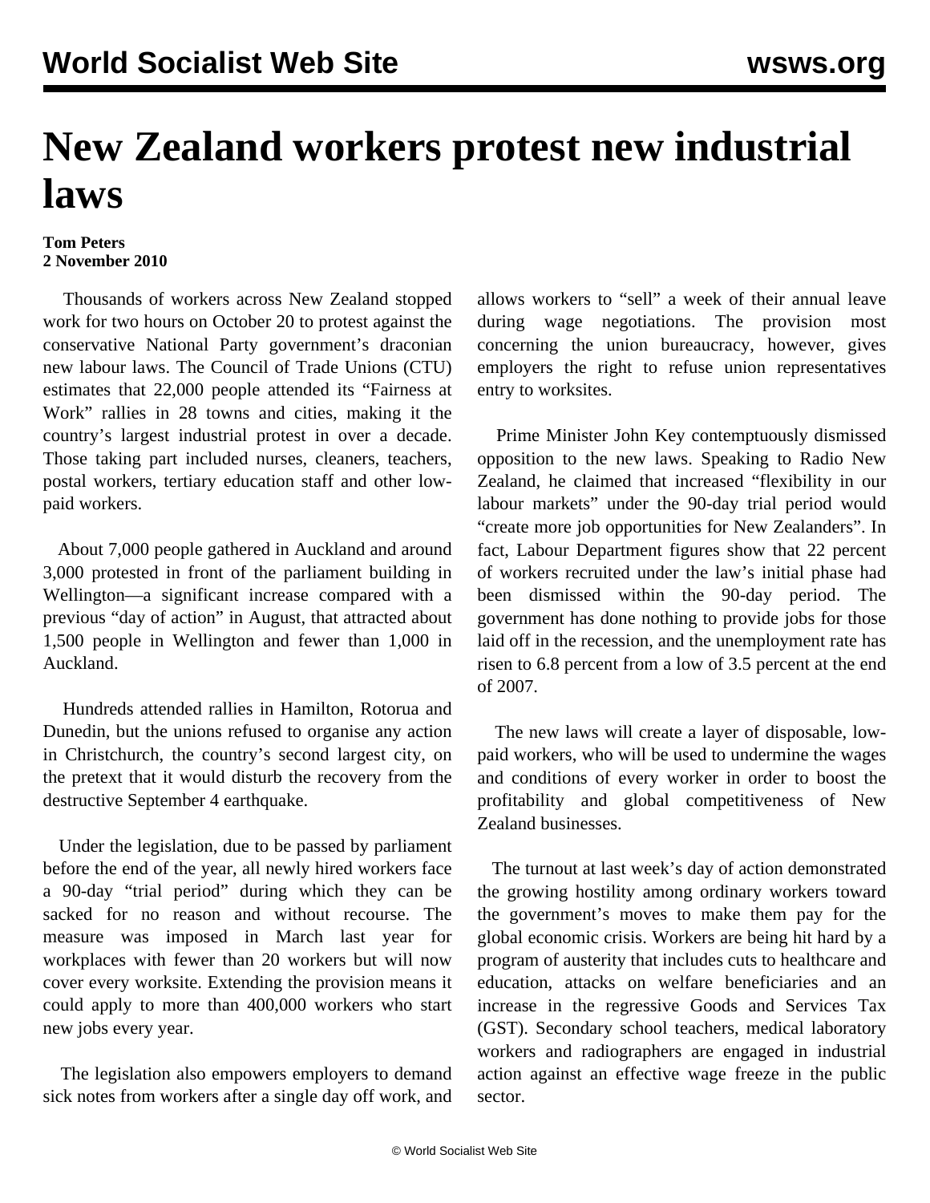# New Zealand workers protest new industrial laws

**Tom Peters**
**2 November 2010**

Thousands of workers across New Zealand stopped work for two hours on October 20 to protest against the conservative National Party government's draconian new labour laws. The Council of Trade Unions (CTU) estimates that 22,000 people attended its "Fairness at Work" rallies in 28 towns and cities, making it the country's largest industrial protest in over a decade. Those taking part included nurses, cleaners, teachers, postal workers, tertiary education staff and other low-paid workers.

About 7,000 people gathered in Auckland and around 3,000 protested in front of the parliament building in Wellington—a significant increase compared with a previous "day of action" in August, that attracted about 1,500 people in Wellington and fewer than 1,000 in Auckland.

Hundreds attended rallies in Hamilton, Rotorua and Dunedin, but the unions refused to organise any action in Christchurch, the country's second largest city, on the pretext that it would disturb the recovery from the destructive September 4 earthquake.

Under the legislation, due to be passed by parliament before the end of the year, all newly hired workers face a 90-day "trial period" during which they can be sacked for no reason and without recourse. The measure was imposed in March last year for workplaces with fewer than 20 workers but will now cover every worksite. Extending the provision means it could apply to more than 400,000 workers who start new jobs every year.

The legislation also empowers employers to demand sick notes from workers after a single day off work, and allows workers to "sell" a week of their annual leave during wage negotiations. The provision most concerning the union bureaucracy, however, gives employers the right to refuse union representatives entry to worksites.

Prime Minister John Key contemptuously dismissed opposition to the new laws. Speaking to Radio New Zealand, he claimed that increased "flexibility in our labour markets" under the 90-day trial period would "create more job opportunities for New Zealanders". In fact, Labour Department figures show that 22 percent of workers recruited under the law's initial phase had been dismissed within the 90-day period. The government has done nothing to provide jobs for those laid off in the recession, and the unemployment rate has risen to 6.8 percent from a low of 3.5 percent at the end of 2007.

The new laws will create a layer of disposable, low-paid workers, who will be used to undermine the wages and conditions of every worker in order to boost the profitability and global competitiveness of New Zealand businesses.

The turnout at last week's day of action demonstrated the growing hostility among ordinary workers toward the government's moves to make them pay for the global economic crisis. Workers are being hit hard by a program of austerity that includes cuts to healthcare and education, attacks on welfare beneficiaries and an increase in the regressive Goods and Services Tax (GST). Secondary school teachers, medical laboratory workers and radiographers are engaged in industrial action against an effective wage freeze in the public sector.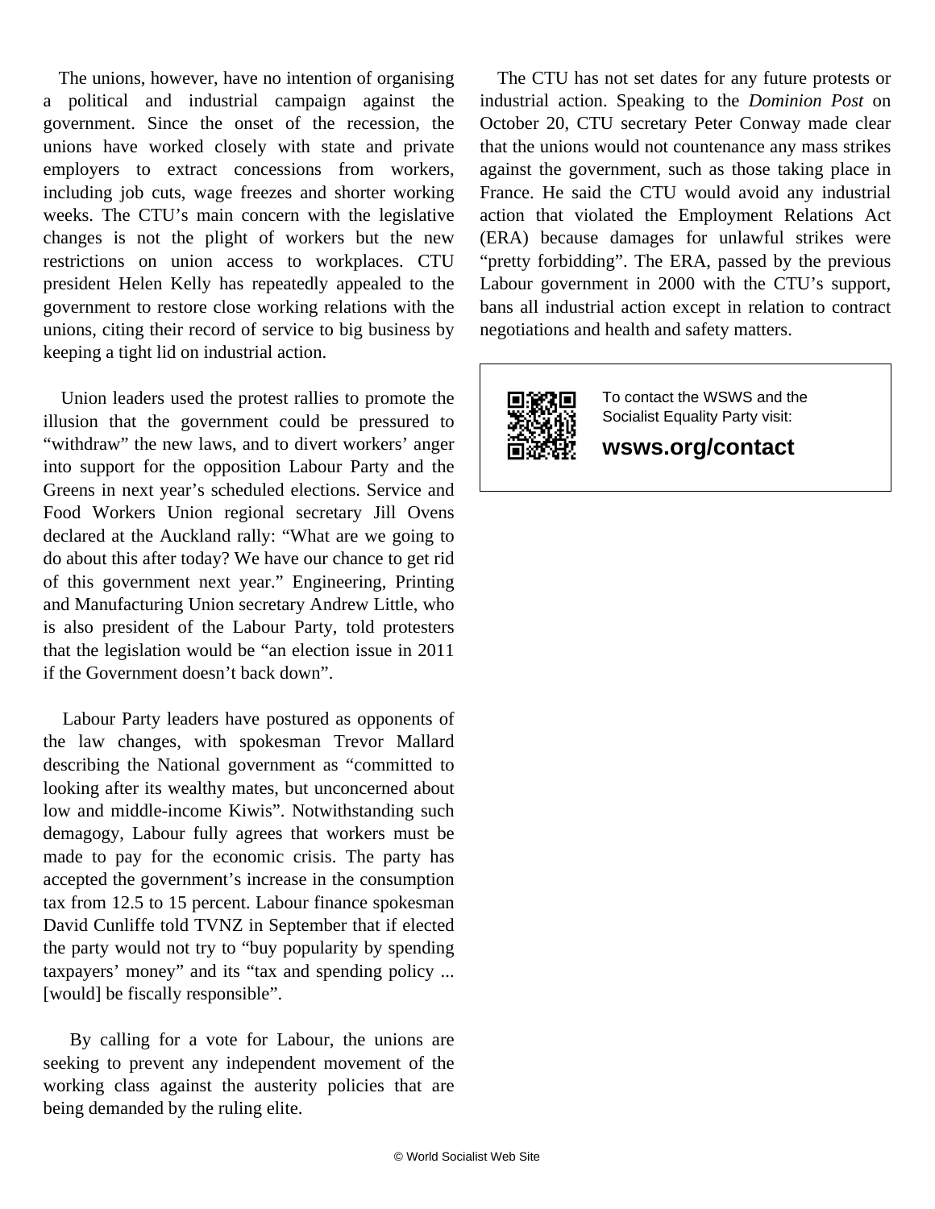The unions, however, have no intention of organising a political and industrial campaign against the government. Since the onset of the recession, the unions have worked closely with state and private employers to extract concessions from workers, including job cuts, wage freezes and shorter working weeks. The CTU's main concern with the legislative changes is not the plight of workers but the new restrictions on union access to workplaces. CTU president Helen Kelly has repeatedly appealed to the government to restore close working relations with the unions, citing their record of service to big business by keeping a tight lid on industrial action.

Union leaders used the protest rallies to promote the illusion that the government could be pressured to "withdraw" the new laws, and to divert workers' anger into support for the opposition Labour Party and the Greens in next year's scheduled elections. Service and Food Workers Union regional secretary Jill Ovens declared at the Auckland rally: "What are we going to do about this after today? We have our chance to get rid of this government next year." Engineering, Printing and Manufacturing Union secretary Andrew Little, who is also president of the Labour Party, told protesters that the legislation would be "an election issue in 2011 if the Government doesn't back down".

Labour Party leaders have postured as opponents of the law changes, with spokesman Trevor Mallard describing the National government as "committed to looking after its wealthy mates, but unconcerned about low and middle-income Kiwis". Notwithstanding such demagogy, Labour fully agrees that workers must be made to pay for the economic crisis. The party has accepted the government's increase in the consumption tax from 12.5 to 15 percent. Labour finance spokesman David Cunliffe told TVNZ in September that if elected the party would not try to "buy popularity by spending taxpayers' money" and its "tax and spending policy ... [would] be fiscally responsible".

By calling for a vote for Labour, the unions are seeking to prevent any independent movement of the working class against the austerity policies that are being demanded by the ruling elite.

The CTU has not set dates for any future protests or industrial action. Speaking to the *Dominion Post* on October 20, CTU secretary Peter Conway made clear that the unions would not countenance any mass strikes against the government, such as those taking place in France. He said the CTU would avoid any industrial action that violated the Employment Relations Act (ERA) because damages for unlawful strikes were "pretty forbidding". The ERA, passed by the previous Labour government in 2000 with the CTU's support, bans all industrial action except in relation to contract negotiations and health and safety matters.

To contact the WSWS and the Socialist Equality Party visit:

**wsws.org/contact**